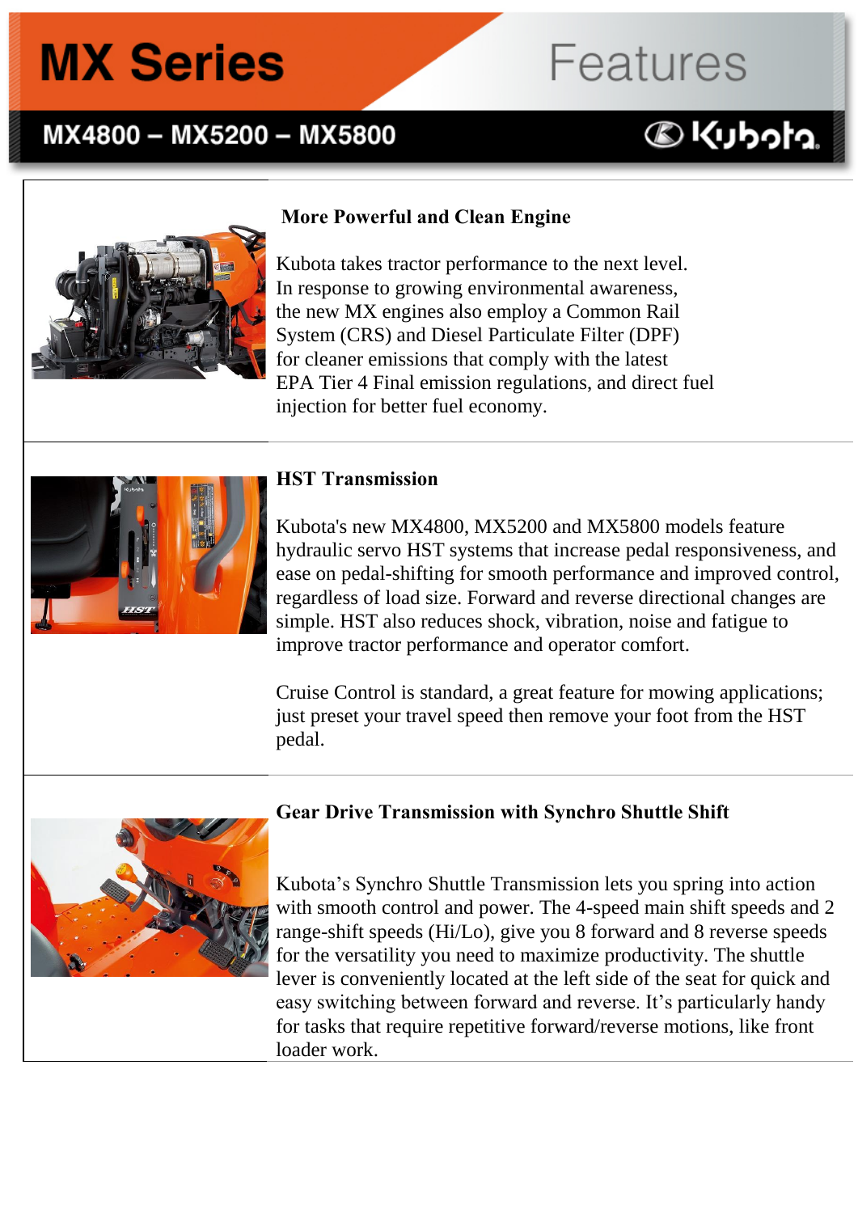# MX Series

# Features

## MX4800 – MX5200 – MX5800

Kubota

### More Powerful and Clean Engine

Kubota takes tractor performance to the next level. In response to growing environmental awareness, the new MX engines also employ a Common Rail System (CRS) and Diesel Particulate Filter (DPF) for cleaner emissions that comply with the latest EPA Tier 4 Final emission regulations, and direct fuel injection for better fuel economy.

### HST Transmission

Kubota's new MX4800, MX5200 and MX5800 models feature hydraulic servo HST systems that increase pedal responsiveness, and ease on pedal-shifting for smooth performance and improved control, regardless of load size. Forward and reverse directional changes are simple. HST also reduces shock, vibration, noise and fatigue to improve tractor performance and operator comfort.

Cruise Control is standard, a great feature for mowing applications; just preset your travel speed then remove your foot from the HST pedal.

### Gear Drive Transmission with Synchro Shuttle Shift

Kubota's Synchro Shuttle Transmission lets you spring into action with smooth control and power. The 4-speed main shift speeds and 2 range-shift speeds (Hi/Lo), give you 8 forward and 8 reverse speeds for the versatility you need to maximize productivity. The shuttle lever is conveniently located at the left side of the seat for quick and easy switching between forward and reverse. It's particularly handy for tasks that require repetitive forward/reverse motions, like front loader work.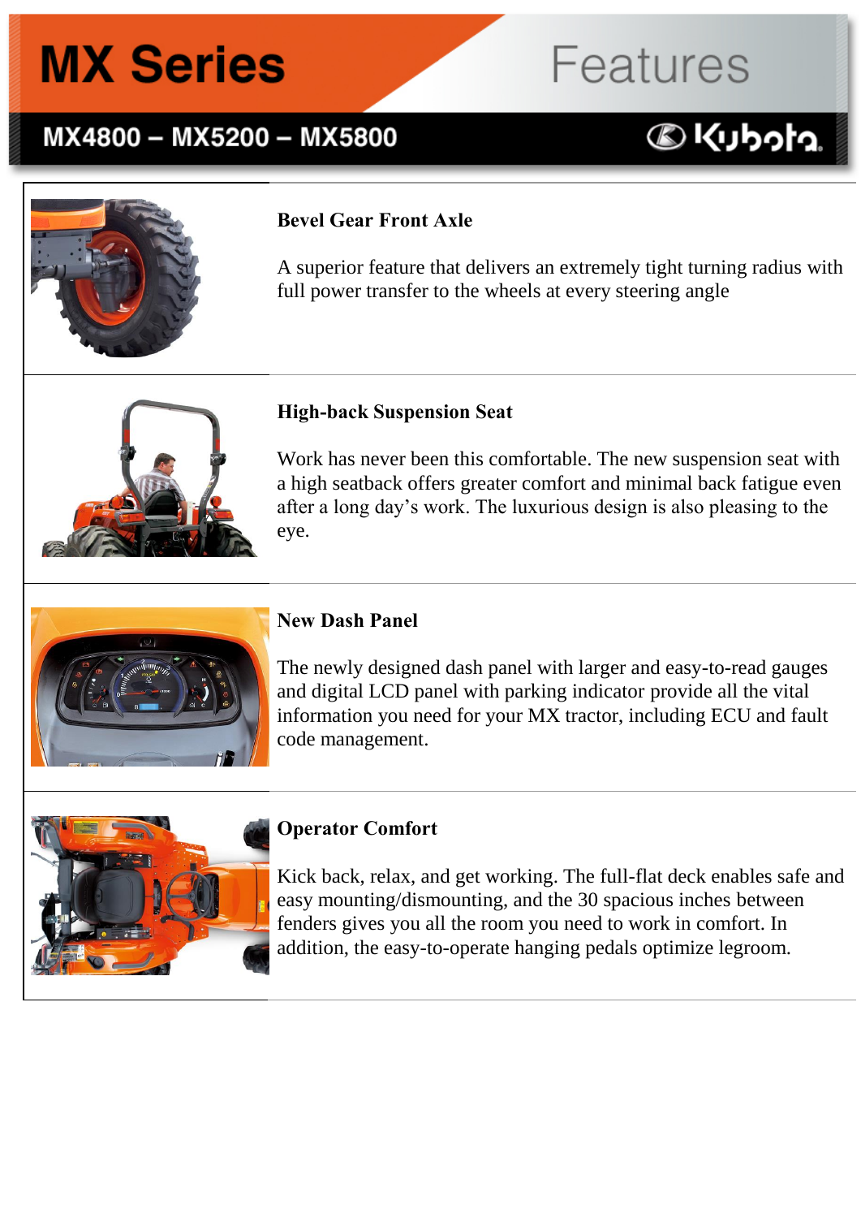# MX Series Features

## MX4800 – MX5200 – MX5800

### Bevel Gear Front Axle

A superior feature that delivers an extremely tight turning radius with full power transfer to the wheels at every steering angle

### High-back Suspension Seat

Work has never been this comfortable. The new suspension seat with a high seatback offers greater comfort and minimal back fatigue even after a long day's work. The luxurious design is also pleasing to the eye.

### New Dash Panel

The newly designed dash panel with larger and easy-to-read gauges and digital LCD panel with parking indicator provide all the vital information you need for your MX tractor, including ECU and fault code management.

### Operator Comfort

Kick back, relax, and get working. The full-flat deck enables safe and easy mounting/dismounting, and the 30 spacious inches between fenders gives you all the room you need to work in comfort. In addition, the easy-to-operate hanging pedals optimize legroom.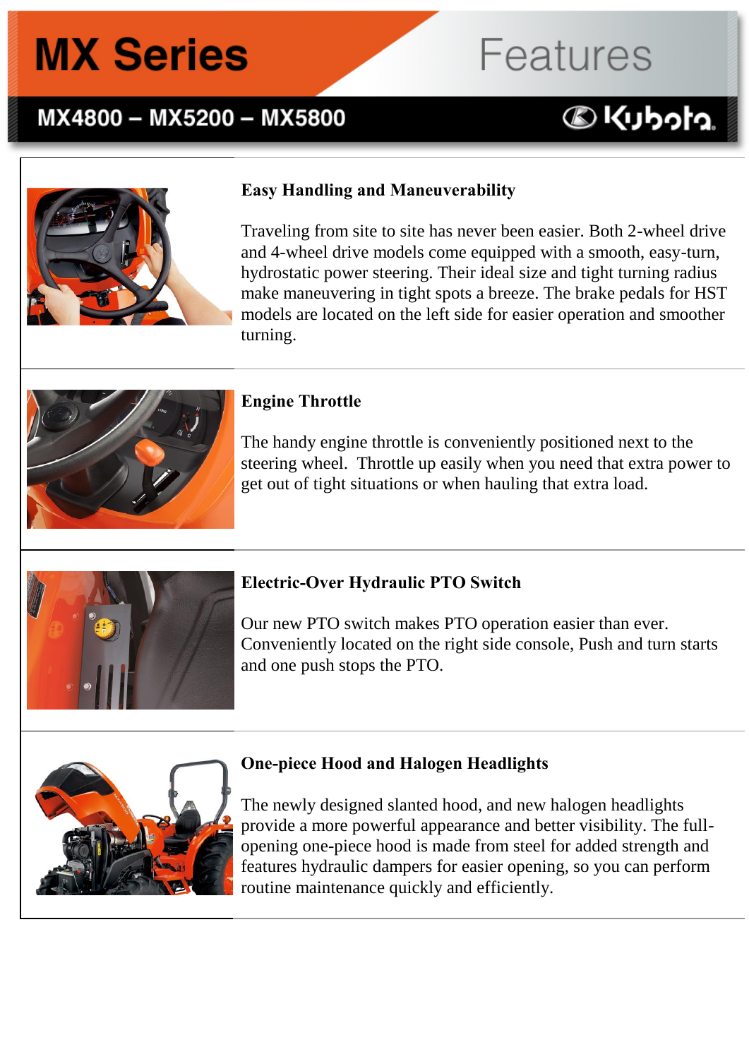# MX Series Features

## MX4800 – MX5200 – MX5800

Kubota

### Easy Handling and Maneuverability

Traveling from site to site has never been easier. Both 2-wheel drive and 4-wheel drive models come equipped with a smooth, easy-turn, hydrostatic power steering. Their ideal size and tight turning radius make maneuvering in tight spots a breeze. The brake pedals for HST models are located on the left side for easier operation and smoother turning.

### Engine Throttle

The handy engine throttle is conveniently positioned next to the steering wheel. Throttle up easily when you need that extra power to get out of tight situations or when hauling that extra load.

### Electric-Over Hydraulic PTO Switch

Our new PTO switch makes PTO operation easier than ever. Conveniently located on the right side console, Push and turn starts and one push stops the PTO.

### One-piece Hood and Halogen Headlights

The newly designed slanted hood, and new halogen headlights provide a more powerful appearance and better visibility. The full-opening one-piece hood is made from steel for added strength and features hydraulic dampers for easier opening, so you can perform routine maintenance quickly and efficiently.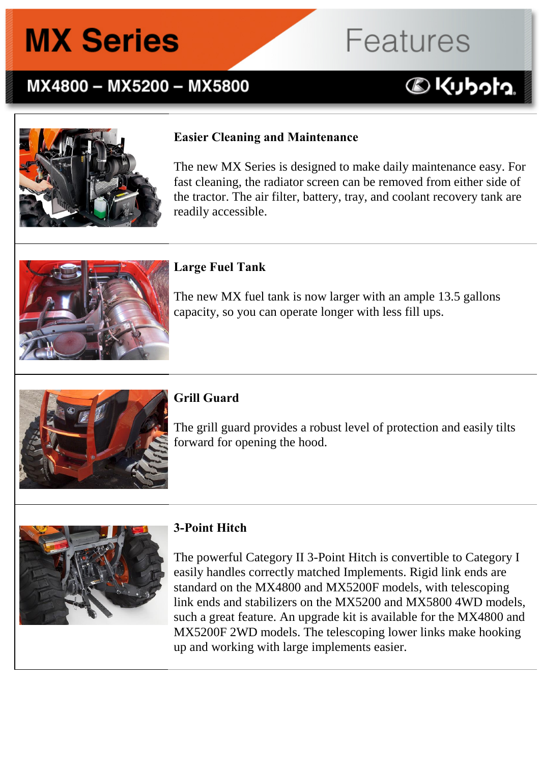# MX Series Features

## MX4800 – MX5200 – MX5800

Kubota

### Easier Cleaning and Maintenance

The new MX Series is designed to make daily maintenance easy. For fast cleaning, the radiator screen can be removed from either side of the tractor. The air filter, battery, tray, and coolant recovery tank are readily accessible.

### Large Fuel Tank

The new MX fuel tank is now larger with an ample 13.5 gallons capacity, so you can operate longer with less fill ups.

### Grill Guard

The grill guard provides a robust level of protection and easily tilts forward for opening the hood.

### 3-Point Hitch

The powerful Category II 3-Point Hitch is convertible to Category I easily handles correctly matched Implements. Rigid link ends are standard on the MX4800 and MX5200F models, with telescoping link ends and stabilizers on the MX5200 and MX5800 4WD models, such a great feature. An upgrade kit is available for the MX4800 and MX5200F 2WD models. The telescoping lower links make hooking up and working with large implements easier.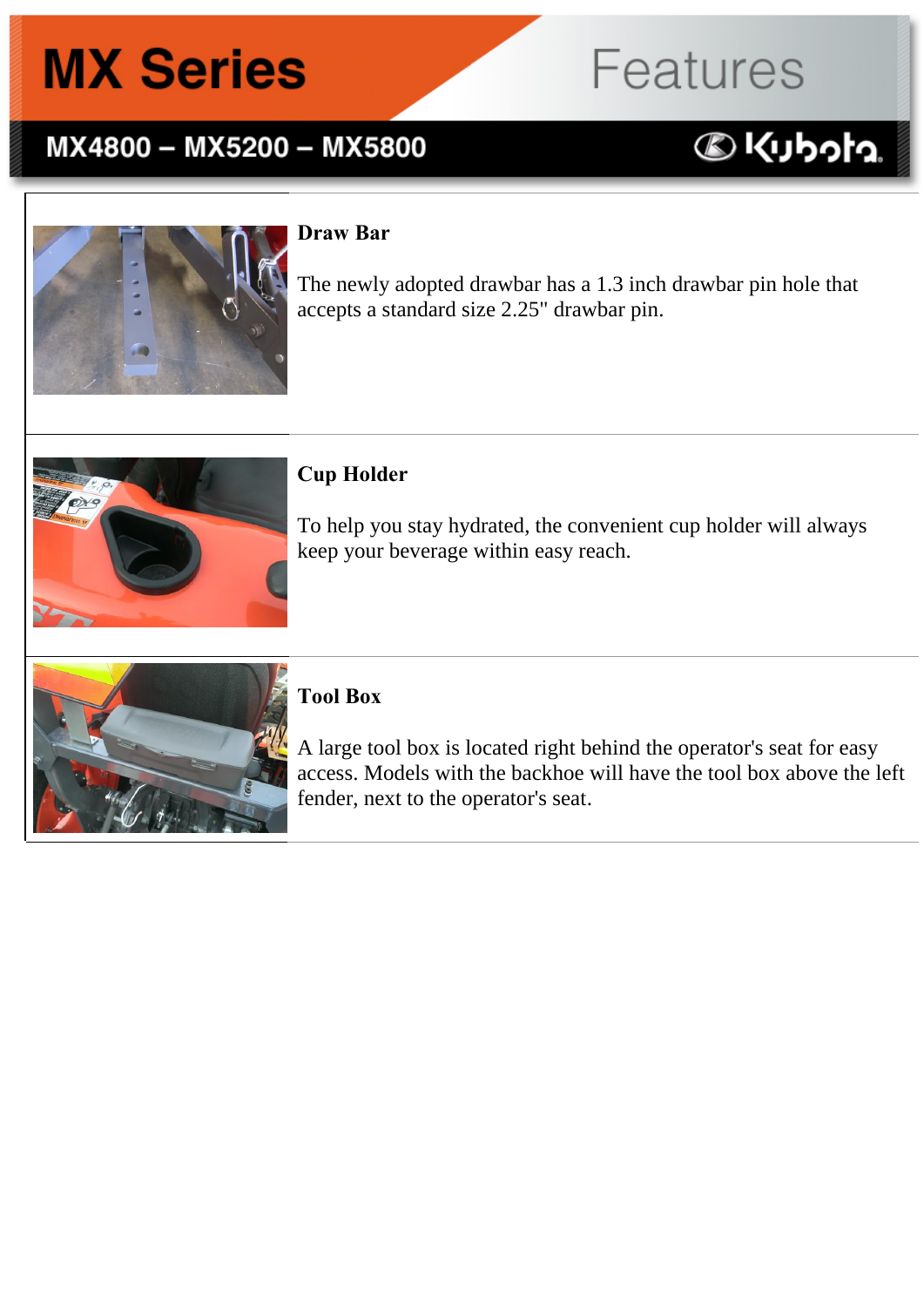## Draw Bar

The newly adopted drawbar has a 1.3 inch drawbar pin hole that accepts a standard size 2.25" drawbar pin.

## Cup Holder

To help you stay hydrated, the convenient cup holder will always keep your beverage within easy reach.

## Tool Box

A large tool box is located right behind the operator's seat for easy access. Models with the backhoe will have the tool box above the left fender, next to the operator's seat.